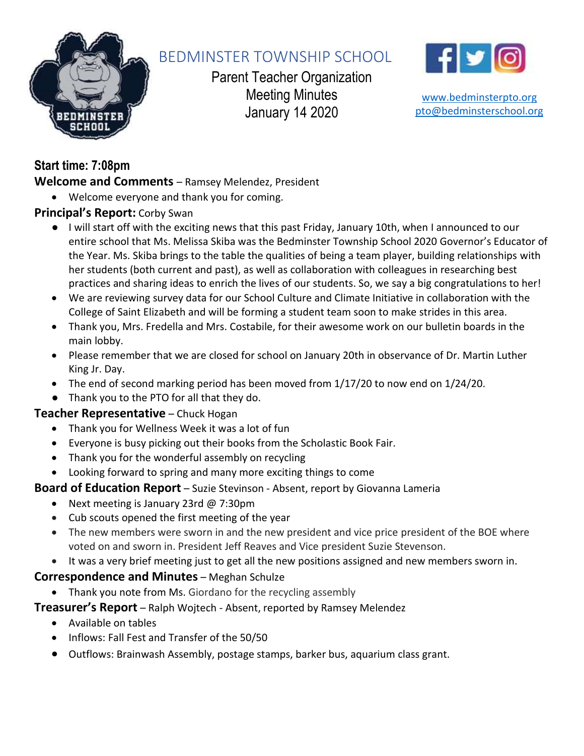# BEDMINSTER TOWNSHIP SCHOOL

Parent Teacher Organization
Meeting Minutes
January 14 2020

www.bedminsterpto.org
pto@bedminsterschool.org

**Start time: 7:08pm**

**Welcome and Comments** – Ramsey Melendez, President

- Welcome everyone and thank you for coming.

**Principal's Report:** Corby Swan

- I will start off with the exciting news that this past Friday, January 10th, when I announced to our entire school that Ms. Melissa Skiba was the Bedminster Township School 2020 Governor's Educator of the Year. Ms. Skiba brings to the table the qualities of being a team player, building relationships with her students (both current and past), as well as collaboration with colleagues in researching best practices and sharing ideas to enrich the lives of our students. So, we say a big congratulations to her!
- We are reviewing survey data for our School Culture and Climate Initiative in collaboration with the College of Saint Elizabeth and will be forming a student team soon to make strides in this area.
- Thank you, Mrs. Fredella and Mrs. Costabile, for their awesome work on our bulletin boards in the main lobby.
- Please remember that we are closed for school on January 20th in observance of Dr. Martin Luther King Jr. Day.
- The end of second marking period has been moved from 1/17/20 to now end on 1/24/20.
- Thank you to the PTO for all that they do.

**Teacher Representative** – Chuck Hogan

- Thank you for Wellness Week it was a lot of fun
- Everyone is busy picking out their books from the Scholastic Book Fair.
- Thank you for the wonderful assembly on recycling
- Looking forward to spring and many more exciting things to come

**Board of Education Report** – Suzie Stevinson - Absent, report by Giovanna Lameria

- Next meeting is January 23rd @ 7:30pm
- Cub scouts opened the first meeting of the year
- The new members were sworn in and the new president and vice price president of the BOE where voted on and sworn in. President Jeff Reaves and Vice president Suzie Stevenson.
- It was a very brief meeting just to get all the new positions assigned and new members sworn in.

**Correspondence and Minutes** – Meghan Schulze

- Thank you note from Ms. Giordano for the recycling assembly

**Treasurer's Report** – Ralph Wojtech - Absent, reported by Ramsey Melendez

- Available on tables
- Inflows: Fall Fest and Transfer of the 50/50
- Outflows: Brainwash Assembly, postage stamps, barker bus, aquarium class grant.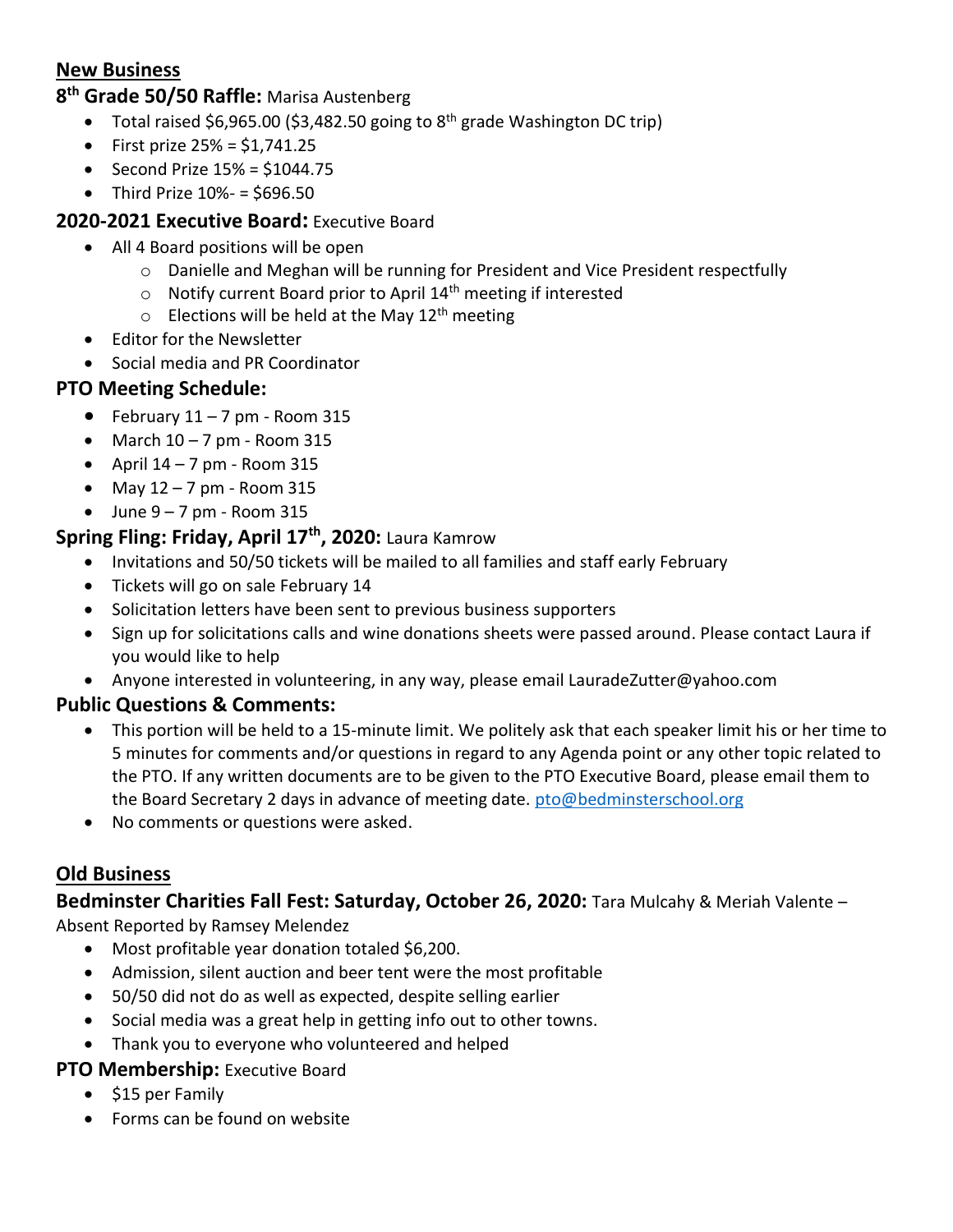## New Business

### 8th Grade 50/50 Raffle: Marisa Austenberg

- Total raised $6,965.00 ($3,482.50 going to 8th grade Washington DC trip)
- First prize 25% = $1,741.25
- Second Prize 15% = $1044.75
- Third Prize 10%- = $696.50

### 2020-2021 Executive Board: Executive Board

- All 4 Board positions will be open
  - Danielle and Meghan will be running for President and Vice President respectfully
  - Notify current Board prior to April 14th meeting if interested
  - Elections will be held at the May 12th meeting
- Editor for the Newsletter
- Social media and PR Coordinator

### PTO Meeting Schedule:

- February 11 – 7 pm - Room 315
- March 10 – 7 pm - Room 315
- April 14 – 7 pm - Room 315
- May 12 – 7 pm - Room 315
- June 9 – 7 pm - Room 315

### Spring Fling: Friday, April 17th, 2020: Laura Kamrow

- Invitations and 50/50 tickets will be mailed to all families and staff early February
- Tickets will go on sale February 14
- Solicitation letters have been sent to previous business supporters
- Sign up for solicitations calls and wine donations sheets were passed around. Please contact Laura if you would like to help
- Anyone interested in volunteering, in any way, please email LauradeZutter@yahoo.com

### Public Questions & Comments:

- This portion will be held to a 15-minute limit. We politely ask that each speaker limit his or her time to 5 minutes for comments and/or questions in regard to any Agenda point or any other topic related to the PTO. If any written documents are to be given to the PTO Executive Board, please email them to the Board Secretary 2 days in advance of meeting date. pto@bedminsterschool.org
- No comments or questions were asked.

## Old Business

### Bedminster Charities Fall Fest: Saturday, October 26, 2020: Tara Mulcahy & Meriah Valente – Absent Reported by Ramsey Melendez

- Most profitable year donation totaled $6,200.
- Admission, silent auction and beer tent were the most profitable
- 50/50 did not do as well as expected, despite selling earlier
- Social media was a great help in getting info out to other towns.
- Thank you to everyone who volunteered and helped

### PTO Membership: Executive Board

- $15 per Family
- Forms can be found on website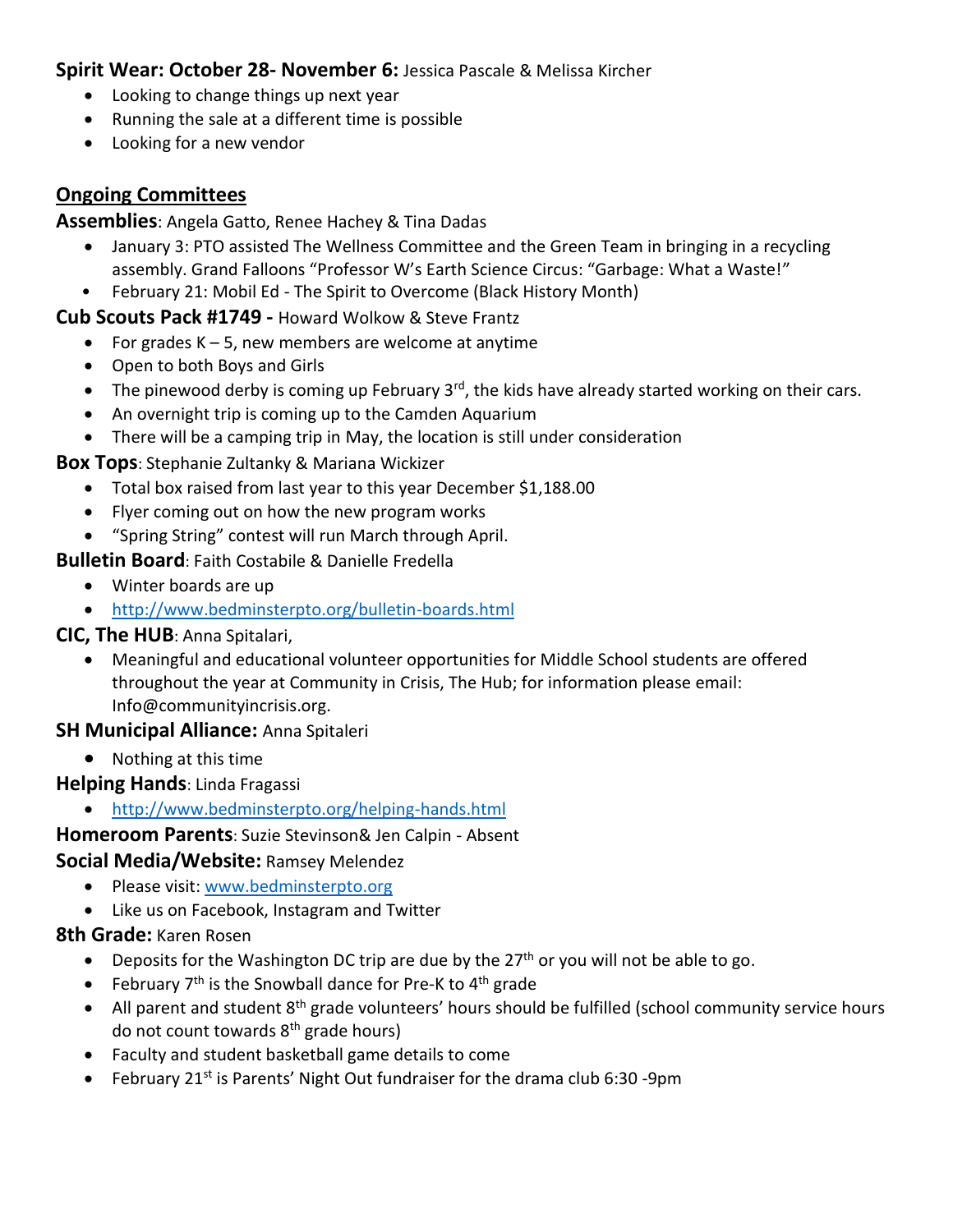**Spirit Wear: October 28- November 6:** Jessica Pascale & Melissa Kircher

- Looking to change things up next year
- Running the sale at a different time is possible
- Looking for a new vendor

## Ongoing Committees

**Assemblies**: Angela Gatto, Renee Hachey & Tina Dadas

- January 3: PTO assisted The Wellness Committee and the Green Team in bringing in a recycling assembly. Grand Falloons "Professor W's Earth Science Circus: "Garbage: What a Waste!"
- February 21: Mobil Ed - The Spirit to Overcome (Black History Month)

**Cub Scouts Pack #1749 -** Howard Wolkow & Steve Frantz

- For grades K – 5, new members are welcome at anytime
- Open to both Boys and Girls
- The pinewood derby is coming up February 3rd, the kids have already started working on their cars.
- An overnight trip is coming up to the Camden Aquarium
- There will be a camping trip in May, the location is still under consideration

**Box Tops**: Stephanie Zultanky & Mariana Wickizer

- Total box raised from last year to this year December $1,188.00
- Flyer coming out on how the new program works
- "Spring String" contest will run March through April.

**Bulletin Board**: Faith Costabile & Danielle Fredella

- Winter boards are up
- http://www.bedminsterpto.org/bulletin-boards.html

**CIC, The HUB**: Anna Spitalari,

- Meaningful and educational volunteer opportunities for Middle School students are offered throughout the year at Community in Crisis, The Hub; for information please email: Info@communityincrisis.org.

**SH Municipal Alliance:** Anna Spitaleri

- Nothing at this time

**Helping Hands**: Linda Fragassi

- http://www.bedminsterpto.org/helping-hands.html

**Homeroom Parents**: Suzie Stevinson& Jen Calpin - Absent

**Social Media/Website:** Ramsey Melendez

- Please visit: www.bedminsterpto.org
- Like us on Facebook, Instagram and Twitter

**8th Grade:** Karen Rosen

- Deposits for the Washington DC trip are due by the 27th or you will not be able to go.
- February 7th is the Snowball dance for Pre-K to 4th grade
- All parent and student 8th grade volunteers' hours should be fulfilled (school community service hours do not count towards 8th grade hours)
- Faculty and student basketball game details to come
- February 21st is Parents' Night Out fundraiser for the drama club 6:30 -9pm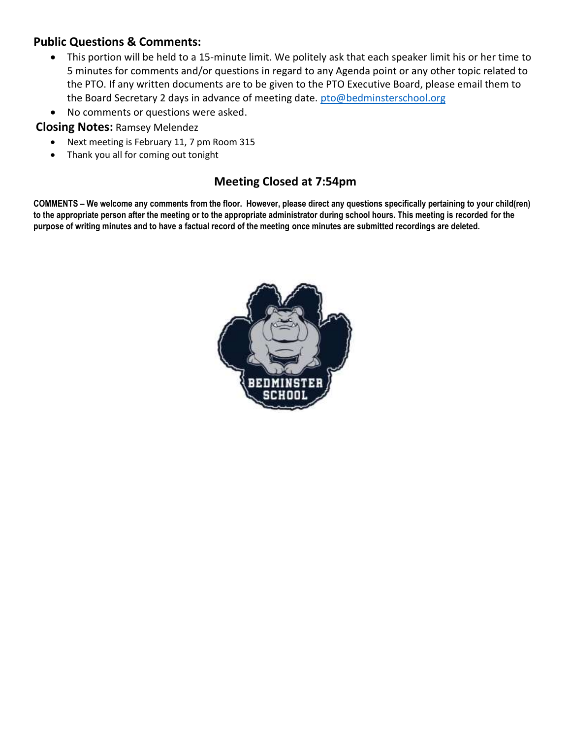**Public Questions & Comments:**

- This portion will be held to a 15-minute limit. We politely ask that each speaker limit his or her time to 5 minutes for comments and/or questions in regard to any Agenda point or any other topic related to the PTO. If any written documents are to be given to the PTO Executive Board, please email them to the Board Secretary 2 days in advance of meeting date. pto@bedminsterschool.org
- No comments or questions were asked.

**Closing Notes:** Ramsey Melendez

- Next meeting is February 11, 7 pm Room 315
- Thank you all for coming out tonight

## Meeting Closed at 7:54pm

**COMMENTS – We welcome any comments from the floor. However, please direct any questions specifically pertaining to your child(ren) to the appropriate person after the meeting or to the appropriate administrator during school hours. This meeting is recorded for the purpose of writing minutes and to have a factual record of the meeting once minutes are submitted recordings are deleted.**